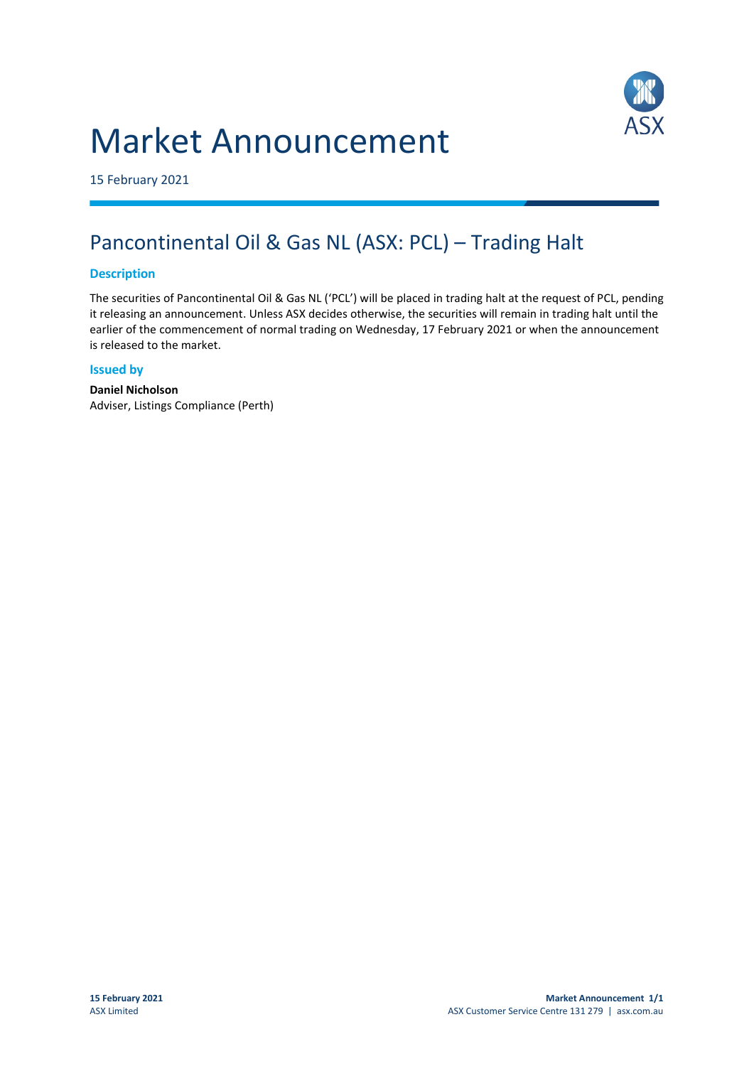# Market Announcement

15 February 2021

## Pancontinental Oil & Gas NL (ASX: PCL) – Trading Halt

### Description

The securities of Pancontinental Oil & Gas NL ('PCL') will be placed in trading halt at the request of PCL, pending it releasing an announcement. Unless ASX decides otherwise, the securities will remain in trading halt until the earlier of the commencement of normal trading on Wednesday, 17 February 2021 or when the announcement is released to the market.

### Issued by

**Daniel Nicholson**
Adviser, Listings Compliance (Perth)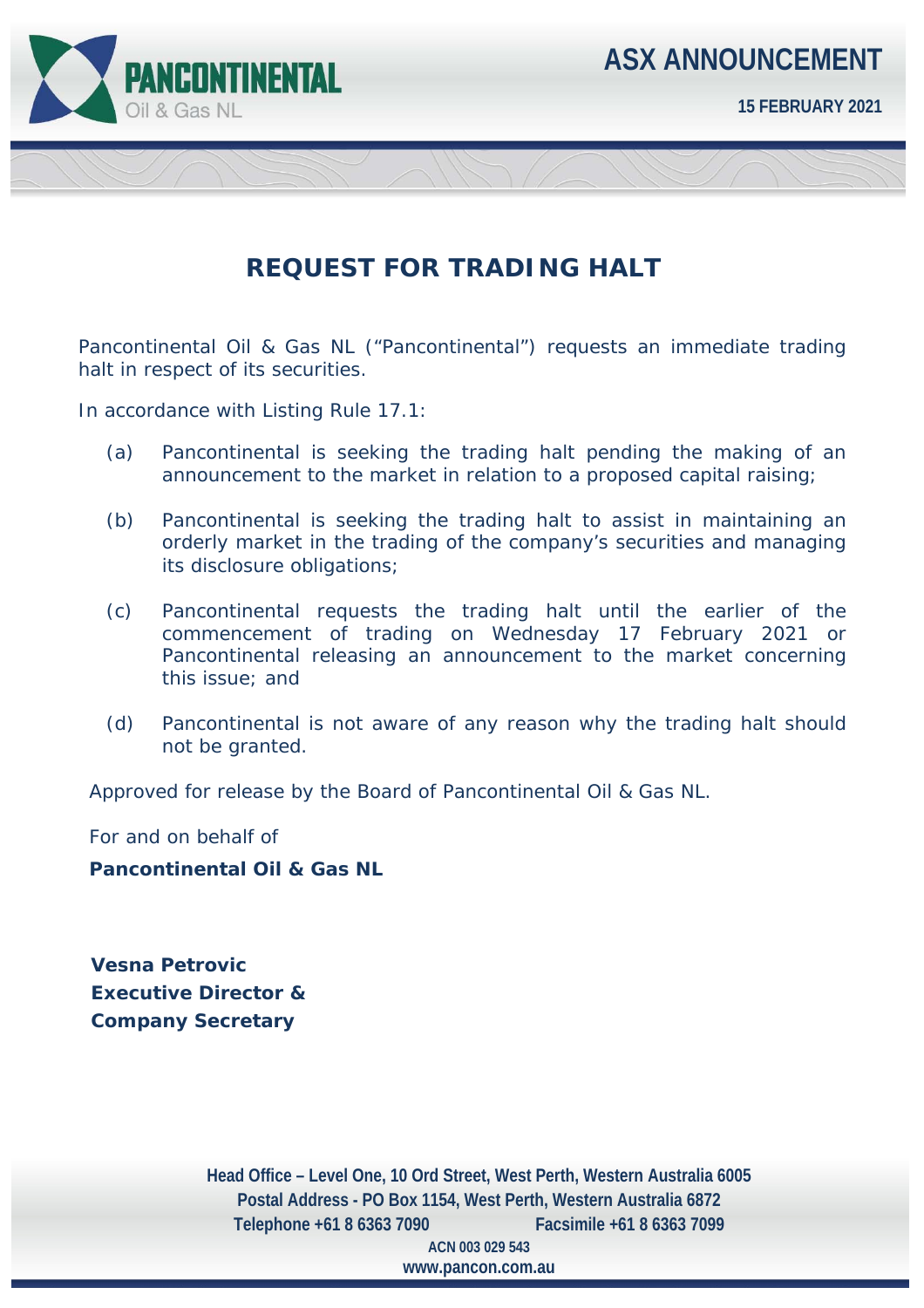**ASX ANNOUNCEMENT**

**15 FEBRUARY 2021**

# REQUEST FOR TRADING HALT

Pancontinental Oil & Gas NL ("Pancontinental") requests an immediate trading halt in respect of its securities.

In accordance with Listing Rule 17.1:

(a) Pancontinental is seeking the trading halt pending the making of an announcement to the market in relation to a proposed capital raising;

(b) Pancontinental is seeking the trading halt to assist in maintaining an orderly market in the trading of the company's securities and managing its disclosure obligations;

(c) Pancontinental requests the trading halt until the earlier of the commencement of trading on Wednesday 17 February 2021 or Pancontinental releasing an announcement to the market concerning this issue; and

(d) Pancontinental is not aware of any reason why the trading halt should not be granted.

Approved for release by the Board of Pancontinental Oil & Gas NL.

For and on behalf of

**Pancontinental Oil & Gas NL**

**Vesna Petrovic**
**Executive Director &**
**Company Secretary**

**Head Office – Level One, 10 Ord Street, West Perth, Western Australia 6005**
**Postal Address - PO Box 1154, West Perth, Western Australia 6872**
**Telephone +61 8 6363 7090 Facsimile +61 8 6363 7099**
**ACN 003 029 543**
**www.pancon.com.au**